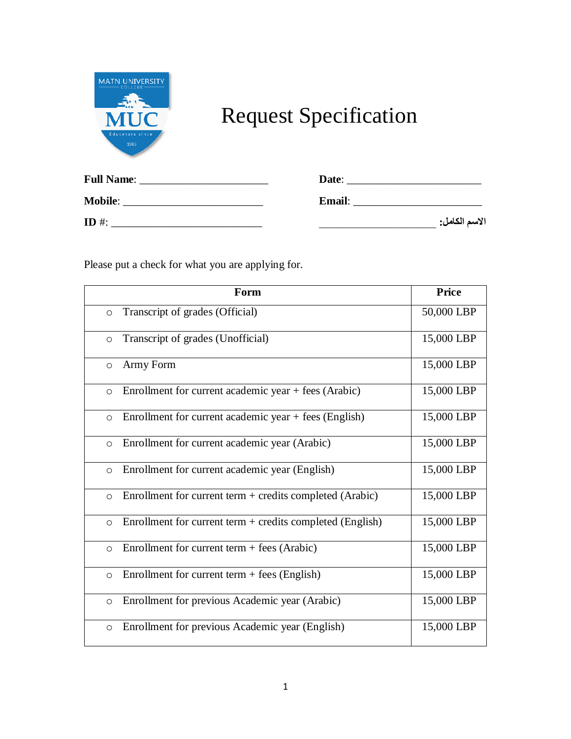# Request Specification

**Full Name**: ______________________ **Date**: _______________________

**Mobile**: ________________________ **Email**: ______________________

**ID #**: __________________________ **الاسم الكامل**: ____________________

Please put a check for what you are applying for.

| Form | Price |
|---|---|
| ○ Transcript of grades (Official) | 50,000 LBP |
| ○ Transcript of grades (Unofficial) | 15,000 LBP |
| ○ Army Form | 15,000 LBP |
| ○ Enrollment for current academic year + fees (Arabic) | 15,000 LBP |
| ○ Enrollment for current academic year + fees (English) | 15,000 LBP |
| ○ Enrollment for current academic year (Arabic) | 15,000 LBP |
| ○ Enrollment for current academic year (English) | 15,000 LBP |
| ○ Enrollment for current term + credits completed (Arabic) | 15,000 LBP |
| ○ Enrollment for current term + credits completed (English) | 15,000 LBP |
| ○ Enrollment for current term + fees (Arabic) | 15,000 LBP |
| ○ Enrollment for current term + fees (English) | 15,000 LBP |
| ○ Enrollment for previous Academic year (Arabic) | 15,000 LBP |
| ○ Enrollment for previous Academic year (English) | 15,000 LBP |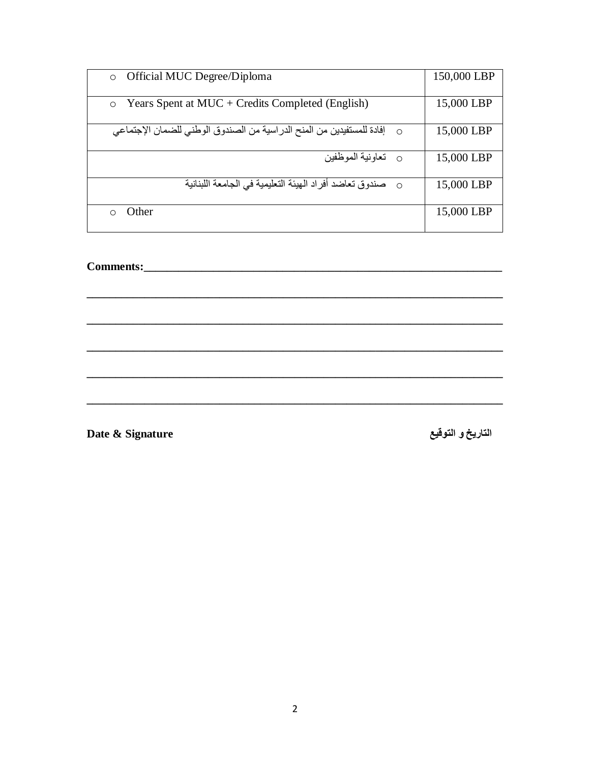| | |
|---|---|
| ○ Official MUC Degree/Diploma | 150,000 LBP |
| ○ Years Spent at MUC + Credits Completed (English) | 15,000 LBP |
| ○ إفادة للمستفيدين من المنح الدراسية من الصندوق الوطني للضمان الإجتماعي | 15,000 LBP |
| ○ تعاونية الموظفين | 15,000 LBP |
| ○ صندوق تعاضد أفراد الهيئة التعليمية في الجامعة اللبنانية | 15,000 LBP |
| ○ Other | 15,000 LBP |

**Comments:**_______________________________________________________________

___________________________________________________________________________

___________________________________________________________________________

___________________________________________________________________________

___________________________________________________________________________

___________________________________________________________________________

**Date & Signature** **التاريخ و التوقيع**